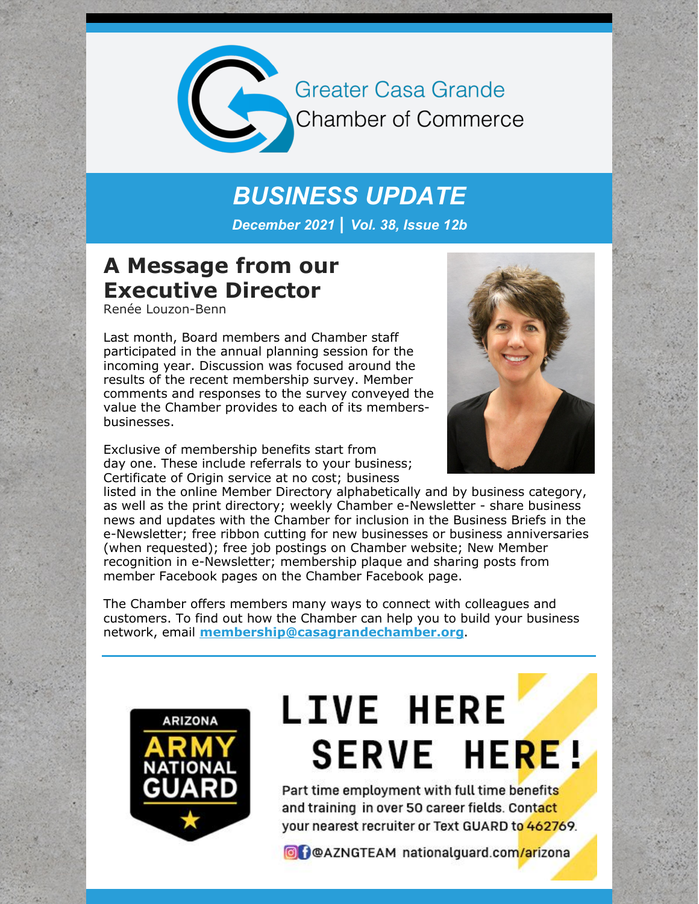Greater Casa Grande Chamber of Commerce

# BUSINESS UPDATE

*December 2021 | Vol. 38, Issue 12b*

## A Message from our Executive Director

Renée Louzon-Benn

Last month, Board members and Chamber staff participated in the annual planning session for the incoming year. Discussion was focused around the results of the recent membership survey. Member comments and responses to the survey conveyed the value the Chamber provides to each of its members-businesses.

Exclusive of membership benefits start from day one. These include referrals to your business; Certificate of Origin service at no cost; business listed in the online Member Directory alphabetically and by business category, as well as the print directory; weekly Chamber e-Newsletter - share business news and updates with the Chamber for inclusion in the Business Briefs in the e-Newsletter; free ribbon cutting for new businesses or business anniversaries (when requested); free job postings on Chamber website; New Member recognition in e-Newsletter; membership plaque and sharing posts from member Facebook pages on the Chamber Facebook page.

The Chamber offers members many ways to connect with colleagues and customers. To find out how the Chamber can help you to build your business network, email **membership@casagrandechamber.org**.

---

ARIZONA ARMY NATIONAL GUARD

# LIVE HERE SERVE HERE!

Part time employment with full time benefits and training in over 50 career fields. Contact your nearest recruiter or Text GUARD to 462769.

@AZNGTEAM nationalguard.com/arizona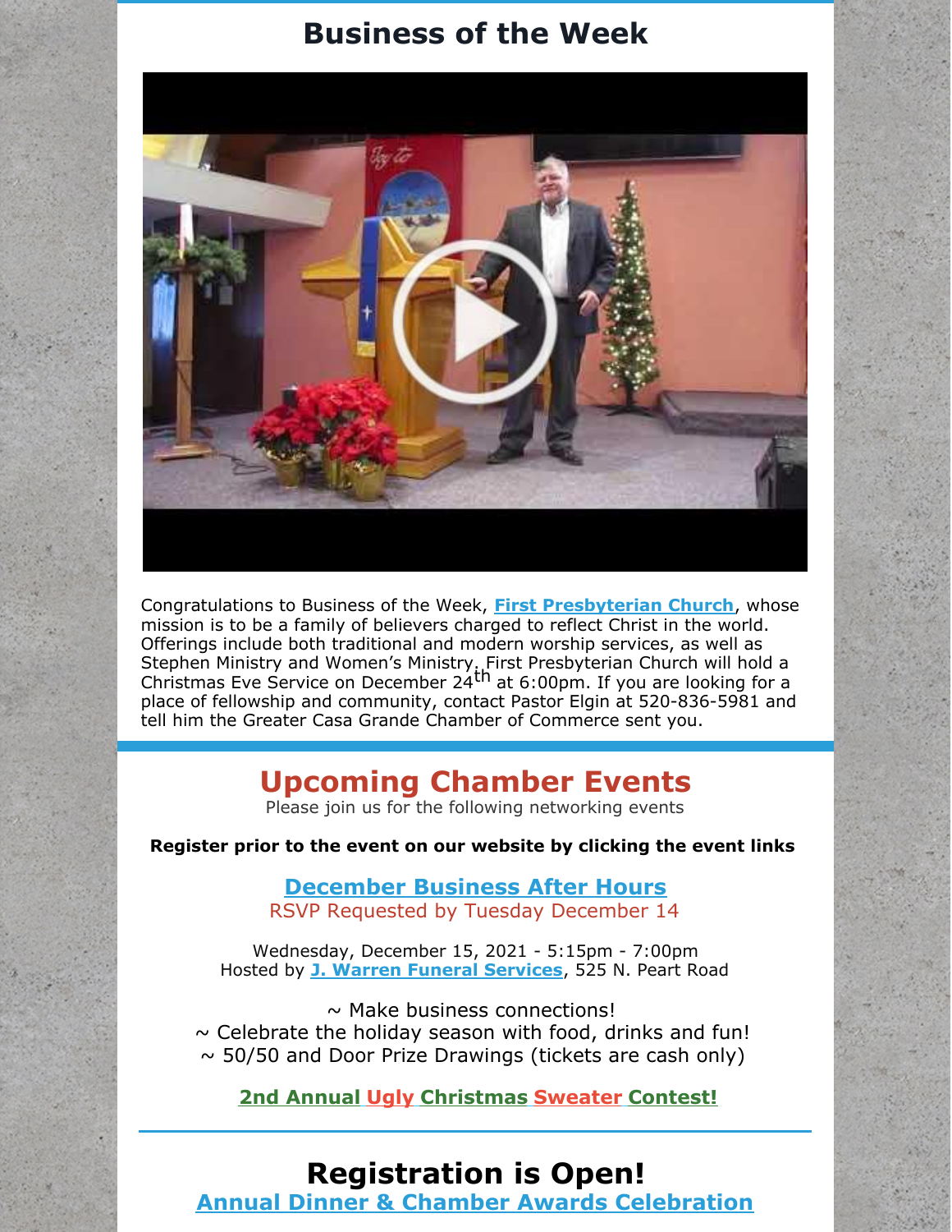# Business of the Week

Congratulations to Business of the Week, **First Presbyterian Church**, whose mission is to be a family of believers charged to reflect Christ in the world. Offerings include both traditional and modern worship services, as well as Stephen Ministry and Women's Ministry. First Presbyterian Church will hold a Christmas Eve Service on December 24th at 6:00pm. If you are looking for a place of fellowship and community, contact Pastor Elgin at 520-836-5981 and tell him the Greater Casa Grande Chamber of Commerce sent you.

# Upcoming Chamber Events

Please join us for the following networking events

**Register prior to the event on our website by clicking the event links**

## December Business After Hours

RSVP Requested by Tuesday December 14

Wednesday, December 15, 2021 - 5:15pm - 7:00pm
Hosted by **J. Warren Funeral Services**, 525 N. Peart Road

~ Make business connections!
~ Celebrate the holiday season with food, drinks and fun!
~ 50/50 and Door Prize Drawings (tickets are cash only)

**2nd Annual Ugly Christmas Sweater Contest!**

# Registration is Open!

## Annual Dinner & Chamber Awards Celebration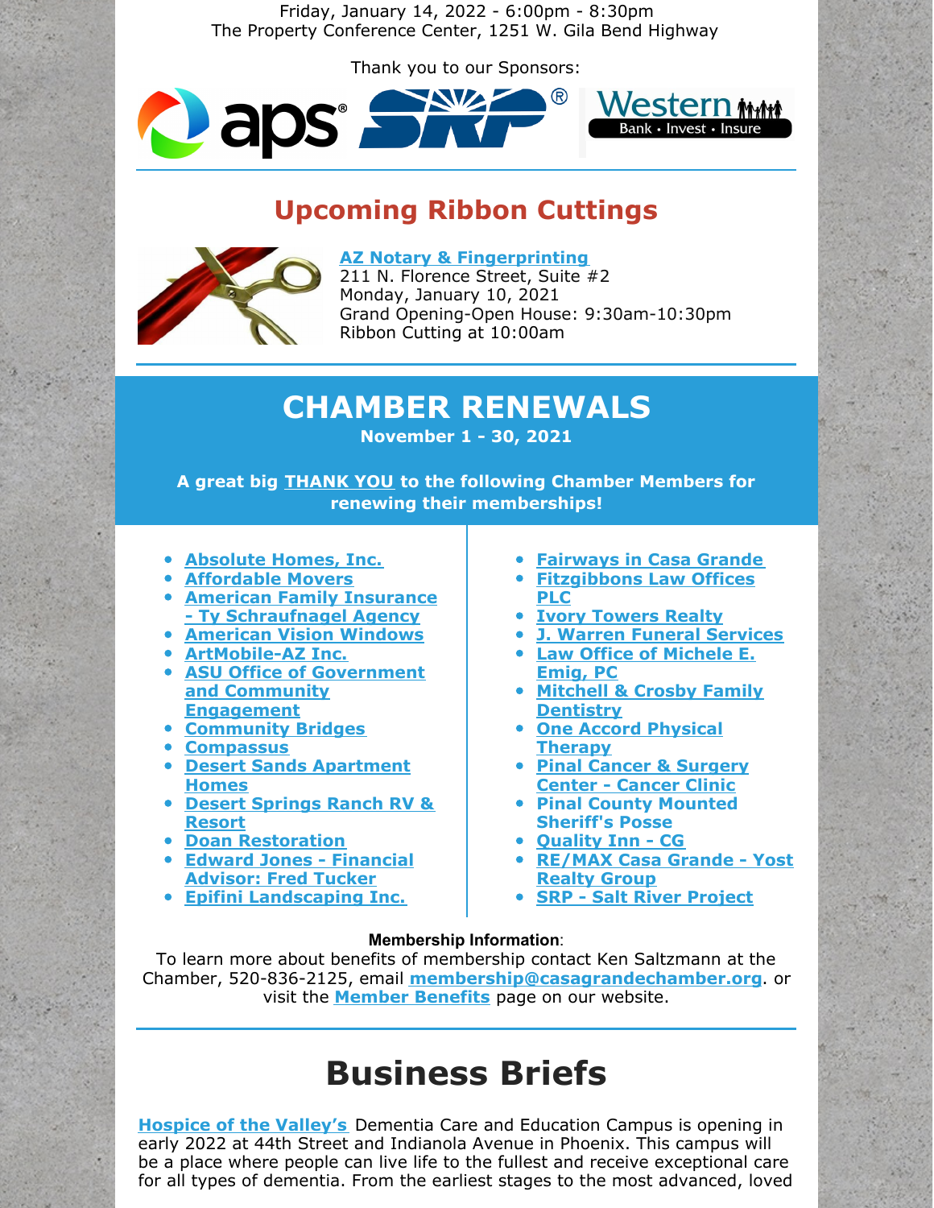Friday, January 14, 2022 - 6:00pm - 8:30pm
The Property Conference Center, 1251 W. Gila Bend Highway

Thank you to our Sponsors:

## Upcoming Ribbon Cuttings

**AZ Notary & Fingerprinting**
211 N. Florence Street, Suite #2
Monday, January 10, 2021
Grand Opening-Open House: 9:30am-10:30pm
Ribbon Cutting at 10:00am

# CHAMBER RENEWALS

**November 1 - 30, 2021**

**A great big THANK YOU to the following Chamber Members for renewing their memberships!**

- Absolute Homes, Inc.
- Affordable Movers
- American Family Insurance - Ty Schraufnagel Agency
- American Vision Windows
- ArtMobile-AZ Inc.
- ASU Office of Government and Community Engagement
- Community Bridges
- Compassus
- Desert Sands Apartment Homes
- Desert Springs Ranch RV & Resort
- Doan Restoration
- Edward Jones - Financial Advisor: Fred Tucker
- Epifini Landscaping Inc.
- Fairways in Casa Grande
- Fitzgibbons Law Offices PLC
- Ivory Towers Realty
- J. Warren Funeral Services
- Law Office of Michele E. Emig, PC
- Mitchell & Crosby Family Dentistry
- One Accord Physical Therapy
- Pinal Cancer & Surgery Center - Cancer Clinic
- Pinal County Mounted Sheriff's Posse
- Quality Inn - CG
- RE/MAX Casa Grande - Yost Realty Group
- SRP - Salt River Project

**Membership Information**:
To learn more about benefits of membership contact Ken Saltzmann at the Chamber, 520-836-2125, email **membership@casagrandechamber.org**. or visit the **Member Benefits** page on our website.

# Business Briefs

**Hospice of the Valley's** Dementia Care and Education Campus is opening in early 2022 at 44th Street and Indianola Avenue in Phoenix. This campus will be a place where people can live life to the fullest and receive exceptional care for all types of dementia. From the earliest stages to the most advanced, loved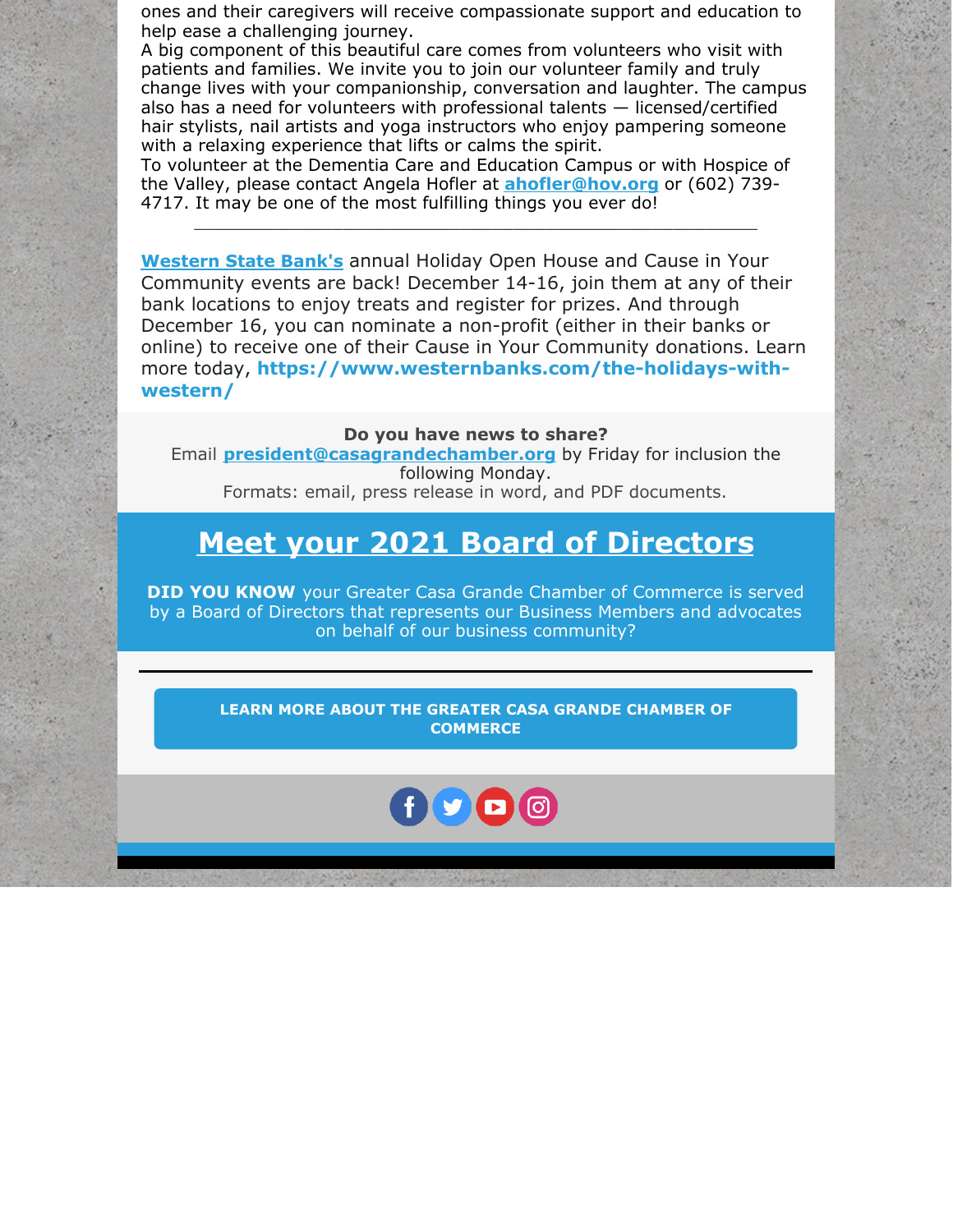ones and their caregivers will receive compassionate support and education to help ease a challenging journey.

A big component of this beautiful care comes from volunteers who visit with patients and families. We invite you to join our volunteer family and truly change lives with your companionship, conversation and laughter. The campus also has a need for volunteers with professional talents — licensed/certified hair stylists, nail artists and yoga instructors who enjoy pampering someone with a relaxing experience that lifts or calms the spirit.

To volunteer at the Dementia Care and Education Campus or with Hospice of the Valley, please contact Angela Hofler at **ahofler@hov.org** or (602) 739-4717. It may be one of the most fulfilling things you ever do!

---

**Western State Bank's** annual Holiday Open House and Cause in Your Community events are back! December 14-16, join them at any of their bank locations to enjoy treats and register for prizes. And through December 16, you can nominate a non-profit (either in their banks or online) to receive one of their Cause in Your Community donations. Learn more today, **https://www.westernbanks.com/the-holidays-with-western/**

**Do you have news to share?**

Email **president@casagrandechamber.org** by Friday for inclusion the following Monday.

Formats: email, press release in word, and PDF documents.

## Meet your 2021 Board of Directors

**DID YOU KNOW** your Greater Casa Grande Chamber of Commerce is served by a Board of Directors that represents our Business Members and advocates on behalf of our business community?

---

**LEARN MORE ABOUT THE GREATER CASA GRANDE CHAMBER OF COMMERCE**